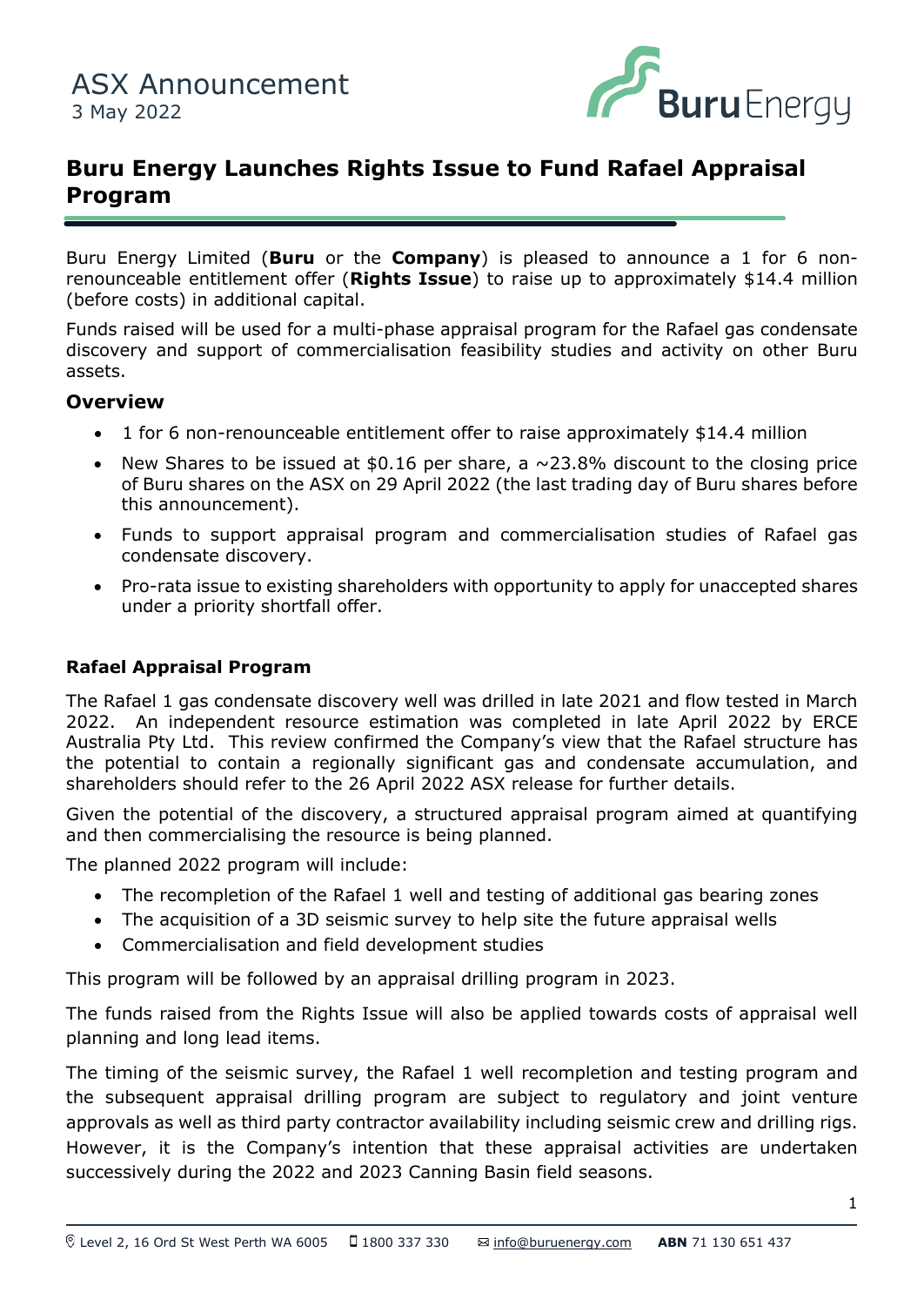ASX Announcement
3 May 2022

# Buru Energy Launches Rights Issue to Fund Rafael Appraisal Program

Buru Energy Limited (**Buru** or the **Company**) is pleased to announce a 1 for 6 non-renounceable entitlement offer (**Rights Issue**) to raise up to approximately $14.4 million (before costs) in additional capital.

Funds raised will be used for a multi-phase appraisal program for the Rafael gas condensate discovery and support of commercialisation feasibility studies and activity on other Buru assets.

## Overview

- 1 for 6 non-renounceable entitlement offer to raise approximately $14.4 million
- New Shares to be issued at $0.16 per share, a ~23.8% discount to the closing price of Buru shares on the ASX on 29 April 2022 (the last trading day of Buru shares before this announcement).
- Funds to support appraisal program and commercialisation studies of Rafael gas condensate discovery.
- Pro-rata issue to existing shareholders with opportunity to apply for unaccepted shares under a priority shortfall offer.

### Rafael Appraisal Program

The Rafael 1 gas condensate discovery well was drilled in late 2021 and flow tested in March 2022. An independent resource estimation was completed in late April 2022 by ERCE Australia Pty Ltd. This review confirmed the Company's view that the Rafael structure has the potential to contain a regionally significant gas and condensate accumulation, and shareholders should refer to the 26 April 2022 ASX release for further details.

Given the potential of the discovery, a structured appraisal program aimed at quantifying and then commercialising the resource is being planned.

The planned 2022 program will include:

- The recompletion of the Rafael 1 well and testing of additional gas bearing zones
- The acquisition of a 3D seismic survey to help site the future appraisal wells
- Commercialisation and field development studies

This program will be followed by an appraisal drilling program in 2023.

The funds raised from the Rights Issue will also be applied towards costs of appraisal well planning and long lead items.

The timing of the seismic survey, the Rafael 1 well recompletion and testing program and the subsequent appraisal drilling program are subject to regulatory and joint venture approvals as well as third party contractor availability including seismic crew and drilling rigs. However, it is the Company's intention that these appraisal activities are undertaken successively during the 2022 and 2023 Canning Basin field seasons.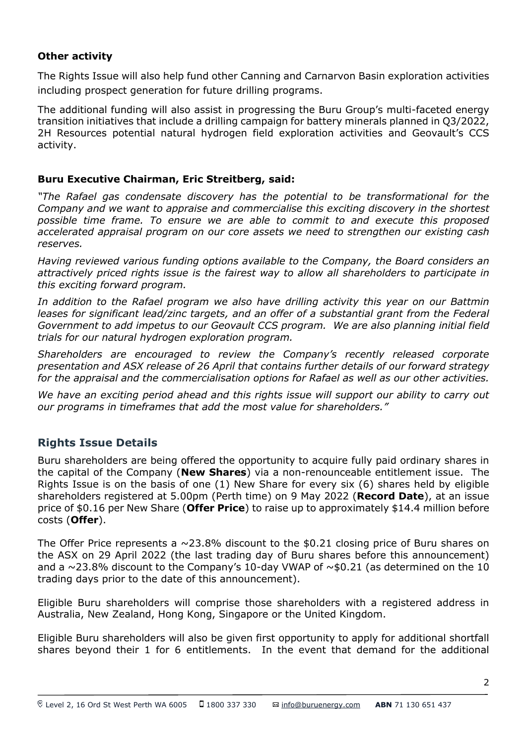### Other activity

The Rights Issue will also help fund other Canning and Carnarvon Basin exploration activities including prospect generation for future drilling programs.

The additional funding will also assist in progressing the Buru Group's multi-faceted energy transition initiatives that include a drilling campaign for battery minerals planned in Q3/2022, 2H Resources potential natural hydrogen field exploration activities and Geovault's CCS activity.

### Buru Executive Chairman, Eric Streitberg, said:

*"The Rafael gas condensate discovery has the potential to be transformational for the Company and we want to appraise and commercialise this exciting discovery in the shortest possible time frame. To ensure we are able to commit to and execute this proposed accelerated appraisal program on our core assets we need to strengthen our existing cash reserves.*

*Having reviewed various funding options available to the Company, the Board considers an attractively priced rights issue is the fairest way to allow all shareholders to participate in this exciting forward program.*

*In addition to the Rafael program we also have drilling activity this year on our Battmin leases for significant lead/zinc targets, and an offer of a substantial grant from the Federal Government to add impetus to our Geovault CCS program. We are also planning initial field trials for our natural hydrogen exploration program.*

*Shareholders are encouraged to review the Company's recently released corporate presentation and ASX release of 26 April that contains further details of our forward strategy for the appraisal and the commercialisation options for Rafael as well as our other activities.*

*We have an exciting period ahead and this rights issue will support our ability to carry out our programs in timeframes that add the most value for shareholders."*

## Rights Issue Details

Buru shareholders are being offered the opportunity to acquire fully paid ordinary shares in the capital of the Company (**New Shares**) via a non-renounceable entitlement issue. The Rights Issue is on the basis of one (1) New Share for every six (6) shares held by eligible shareholders registered at 5.00pm (Perth time) on 9 May 2022 (**Record Date**), at an issue price of $0.16 per New Share (**Offer Price**) to raise up to approximately $14.4 million before costs (**Offer**).

The Offer Price represents a ~23.8% discount to the $0.21 closing price of Buru shares on the ASX on 29 April 2022 (the last trading day of Buru shares before this announcement) and a ~23.8% discount to the Company's 10-day VWAP of ~$0.21 (as determined on the 10 trading days prior to the date of this announcement).

Eligible Buru shareholders will comprise those shareholders with a registered address in Australia, New Zealand, Hong Kong, Singapore or the United Kingdom.

Eligible Buru shareholders will also be given first opportunity to apply for additional shortfall shares beyond their 1 for 6 entitlements. In the event that demand for the additional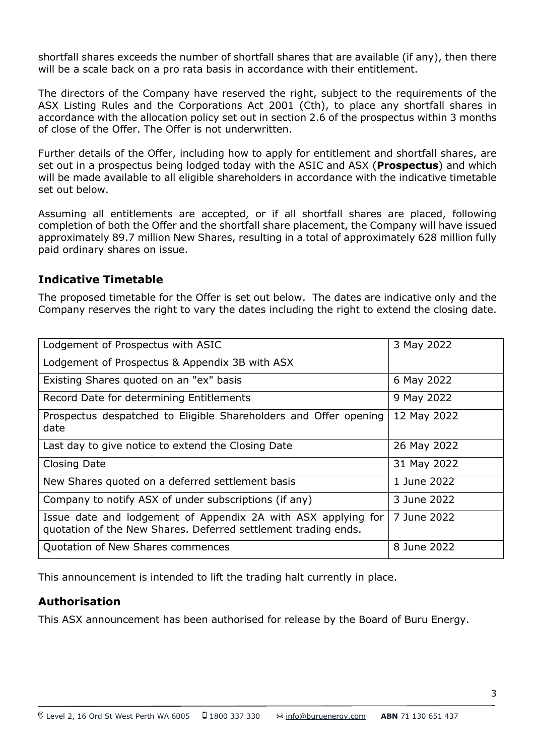shortfall shares exceeds the number of shortfall shares that are available (if any), then there will be a scale back on a pro rata basis in accordance with their entitlement.

The directors of the Company have reserved the right, subject to the requirements of the ASX Listing Rules and the Corporations Act 2001 (Cth), to place any shortfall shares in accordance with the allocation policy set out in section 2.6 of the prospectus within 3 months of close of the Offer. The Offer is not underwritten.

Further details of the Offer, including how to apply for entitlement and shortfall shares, are set out in a prospectus being lodged today with the ASIC and ASX (**Prospectus**) and which will be made available to all eligible shareholders in accordance with the indicative timetable set out below.

Assuming all entitlements are accepted, or if all shortfall shares are placed, following completion of both the Offer and the shortfall share placement, the Company will have issued approximately 89.7 million New Shares, resulting in a total of approximately 628 million fully paid ordinary shares on issue.

## Indicative Timetable

The proposed timetable for the Offer is set out below. The dates are indicative only and the Company reserves the right to vary the dates including the right to extend the closing date.

| Event | Date |
|---|---|
| Lodgement of Prospectus with ASIC<br>Lodgement of Prospectus & Appendix 3B with ASX | 3 May 2022 |
| Existing Shares quoted on an "ex" basis | 6 May 2022 |
| Record Date for determining Entitlements | 9 May 2022 |
| Prospectus despatched to Eligible Shareholders and Offer opening date | 12 May 2022 |
| Last day to give notice to extend the Closing Date | 26 May 2022 |
| Closing Date | 31 May 2022 |
| New Shares quoted on a deferred settlement basis | 1 June 2022 |
| Company to notify ASX of under subscriptions (if any) | 3 June 2022 |
| Issue date and lodgement of Appendix 2A with ASX applying for quotation of the New Shares. Deferred settlement trading ends. | 7 June 2022 |
| Quotation of New Shares commences | 8 June 2022 |

This announcement is intended to lift the trading halt currently in place.

## Authorisation

This ASX announcement has been authorised for release by the Board of Buru Energy.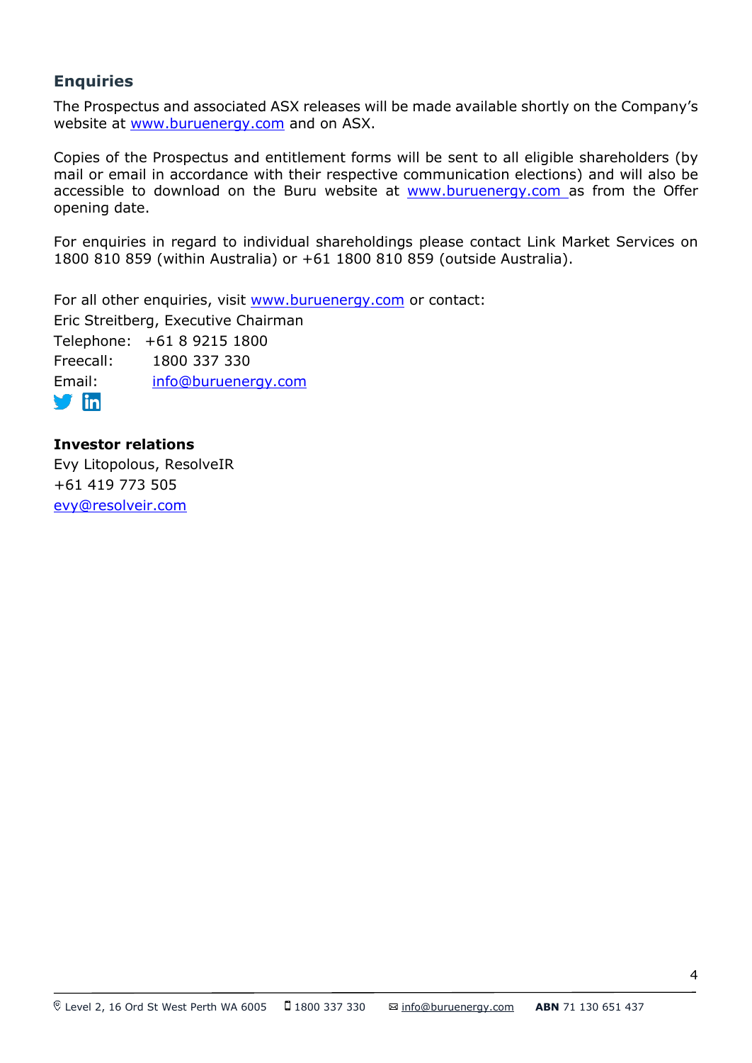## Enquiries

The Prospectus and associated ASX releases will be made available shortly on the Company's website at www.buruenergy.com and on ASX.

Copies of the Prospectus and entitlement forms will be sent to all eligible shareholders (by mail or email in accordance with their respective communication elections) and will also be accessible to download on the Buru website at www.buruenergy.com as from the Offer opening date.

For enquiries in regard to individual shareholdings please contact Link Market Services on 1800 810 859 (within Australia) or +61 1800 810 859 (outside Australia).

For all other enquiries, visit www.buruenergy.com or contact:
Eric Streitberg, Executive Chairman
Telephone: +61 8 9215 1800
Freecall: 1800 337 330
Email: info@buruenergy.com

**Investor relations**
Evy Litopolous, ResolveIR
+61 419 773 505
evy@resolveir.com